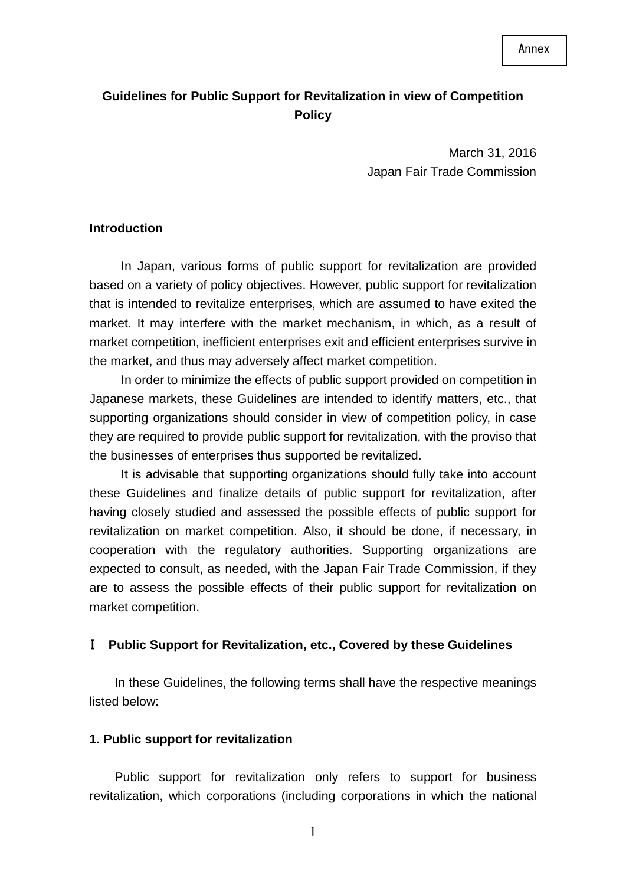Annex

# Guidelines for Public Support for Revitalization in view of Competition Policy

March 31, 2016
Japan Fair Trade Commission

## Introduction

In Japan, various forms of public support for revitalization are provided based on a variety of policy objectives. However, public support for revitalization that is intended to revitalize enterprises, which are assumed to have exited the market. It may interfere with the market mechanism, in which, as a result of market competition, inefficient enterprises exit and efficient enterprises survive in the market, and thus may adversely affect market competition.

In order to minimize the effects of public support provided on competition in Japanese markets, these Guidelines are intended to identify matters, etc., that supporting organizations should consider in view of competition policy, in case they are required to provide public support for revitalization, with the proviso that the businesses of enterprises thus supported be revitalized.

It is advisable that supporting organizations should fully take into account these Guidelines and finalize details of public support for revitalization, after having closely studied and assessed the possible effects of public support for revitalization on market competition. Also, it should be done, if necessary, in cooperation with the regulatory authorities. Supporting organizations are expected to consult, as needed, with the Japan Fair Trade Commission, if they are to assess the possible effects of their public support for revitalization on market competition.

## Ⅰ Public Support for Revitalization, etc., Covered by these Guidelines

In these Guidelines, the following terms shall have the respective meanings listed below:

### 1. Public support for revitalization

Public support for revitalization only refers to support for business revitalization, which corporations (including corporations in which the national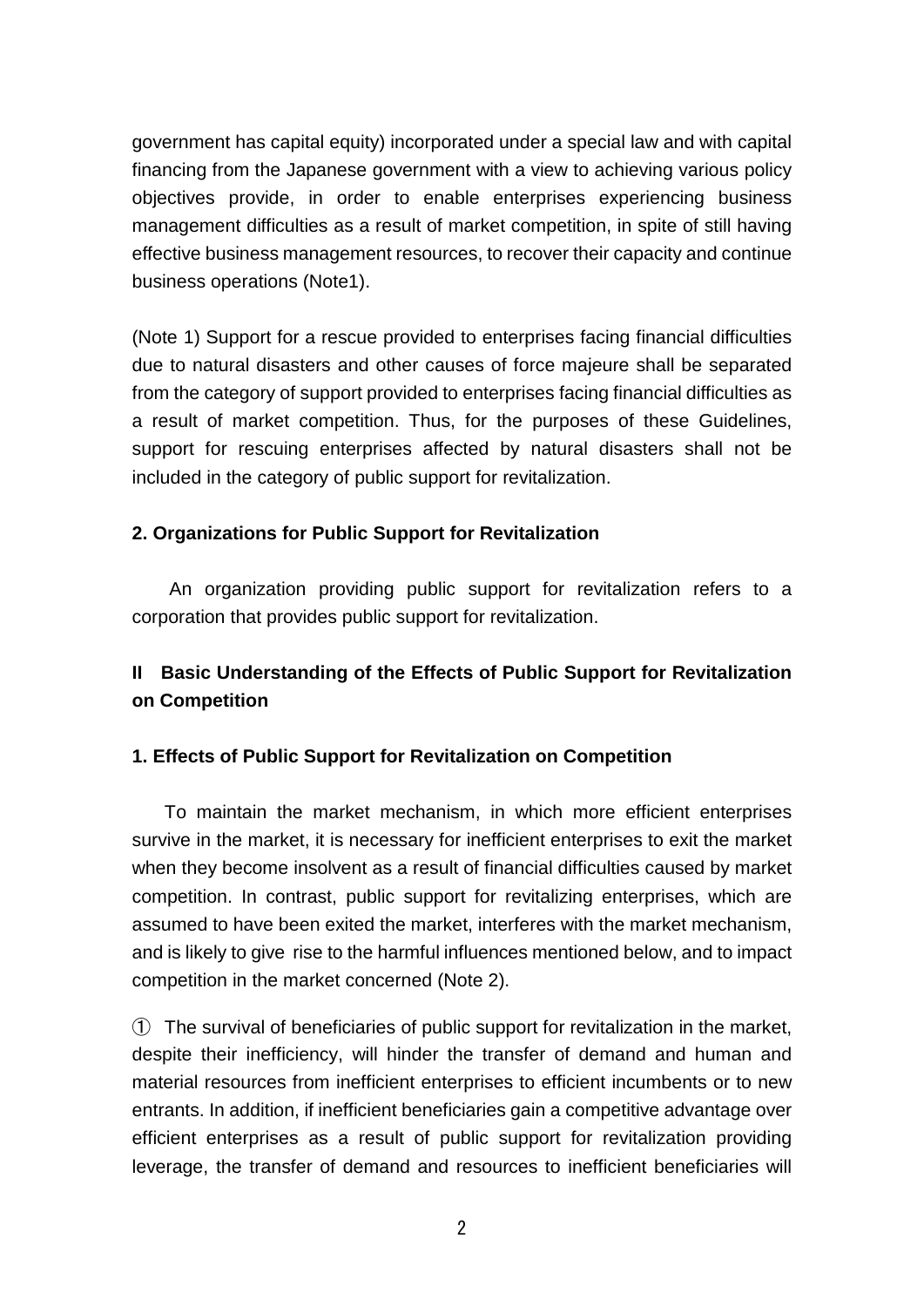government has capital equity) incorporated under a special law and with capital financing from the Japanese government with a view to achieving various policy objectives provide, in order to enable enterprises experiencing business management difficulties as a result of market competition, in spite of still having effective business management resources, to recover their capacity and continue business operations (Note1).

(Note 1) Support for a rescue provided to enterprises facing financial difficulties due to natural disasters and other causes of force majeure shall be separated from the category of support provided to enterprises facing financial difficulties as a result of market competition. Thus, for the purposes of these Guidelines, support for rescuing enterprises affected by natural disasters shall not be included in the category of public support for revitalization.

### 2. Organizations for Public Support for Revitalization

An organization providing public support for revitalization refers to a corporation that provides public support for revitalization.

## II Basic Understanding of the Effects of Public Support for Revitalization on Competition

### 1. Effects of Public Support for Revitalization on Competition

To maintain the market mechanism, in which more efficient enterprises survive in the market, it is necessary for inefficient enterprises to exit the market when they become insolvent as a result of financial difficulties caused by market competition. In contrast, public support for revitalizing enterprises, which are assumed to have been exited the market, interferes with the market mechanism, and is likely to give rise to the harmful influences mentioned below, and to impact competition in the market concerned (Note 2).

① The survival of beneficiaries of public support for revitalization in the market, despite their inefficiency, will hinder the transfer of demand and human and material resources from inefficient enterprises to efficient incumbents or to new entrants. In addition, if inefficient beneficiaries gain a competitive advantage over efficient enterprises as a result of public support for revitalization providing leverage, the transfer of demand and resources to inefficient beneficiaries will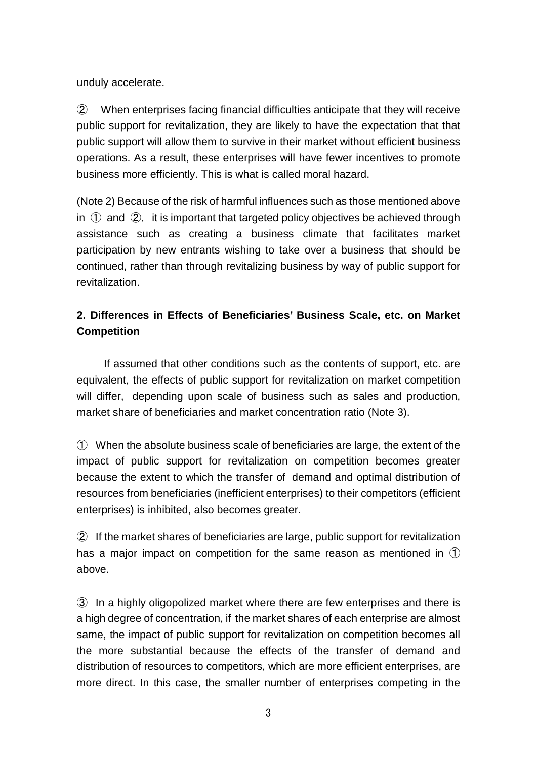unduly accelerate.

② When enterprises facing financial difficulties anticipate that they will receive public support for revitalization, they are likely to have the expectation that that public support will allow them to survive in their market without efficient business operations. As a result, these enterprises will have fewer incentives to promote business more efficiently. This is what is called moral hazard.

(Note 2) Because of the risk of harmful influences such as those mentioned above in ① and ②, it is important that targeted policy objectives be achieved through assistance such as creating a business climate that facilitates market participation by new entrants wishing to take over a business that should be continued, rather than through revitalizing business by way of public support for revitalization.

**2. Differences in Effects of Beneficiaries' Business Scale, etc. on Market Competition**

If assumed that other conditions such as the contents of support, etc. are equivalent, the effects of public support for revitalization on market competition will differ, depending upon scale of business such as sales and production, market share of beneficiaries and market concentration ratio (Note 3).

① When the absolute business scale of beneficiaries are large, the extent of the impact of public support for revitalization on competition becomes greater because the extent to which the transfer of demand and optimal distribution of resources from beneficiaries (inefficient enterprises) to their competitors (efficient enterprises) is inhibited, also becomes greater.

② If the market shares of beneficiaries are large, public support for revitalization has a major impact on competition for the same reason as mentioned in ① above.

③ In a highly oligopolized market where there are few enterprises and there is a high degree of concentration, if the market shares of each enterprise are almost same, the impact of public support for revitalization on competition becomes all the more substantial because the effects of the transfer of demand and distribution of resources to competitors, which are more efficient enterprises, are more direct. In this case, the smaller number of enterprises competing in the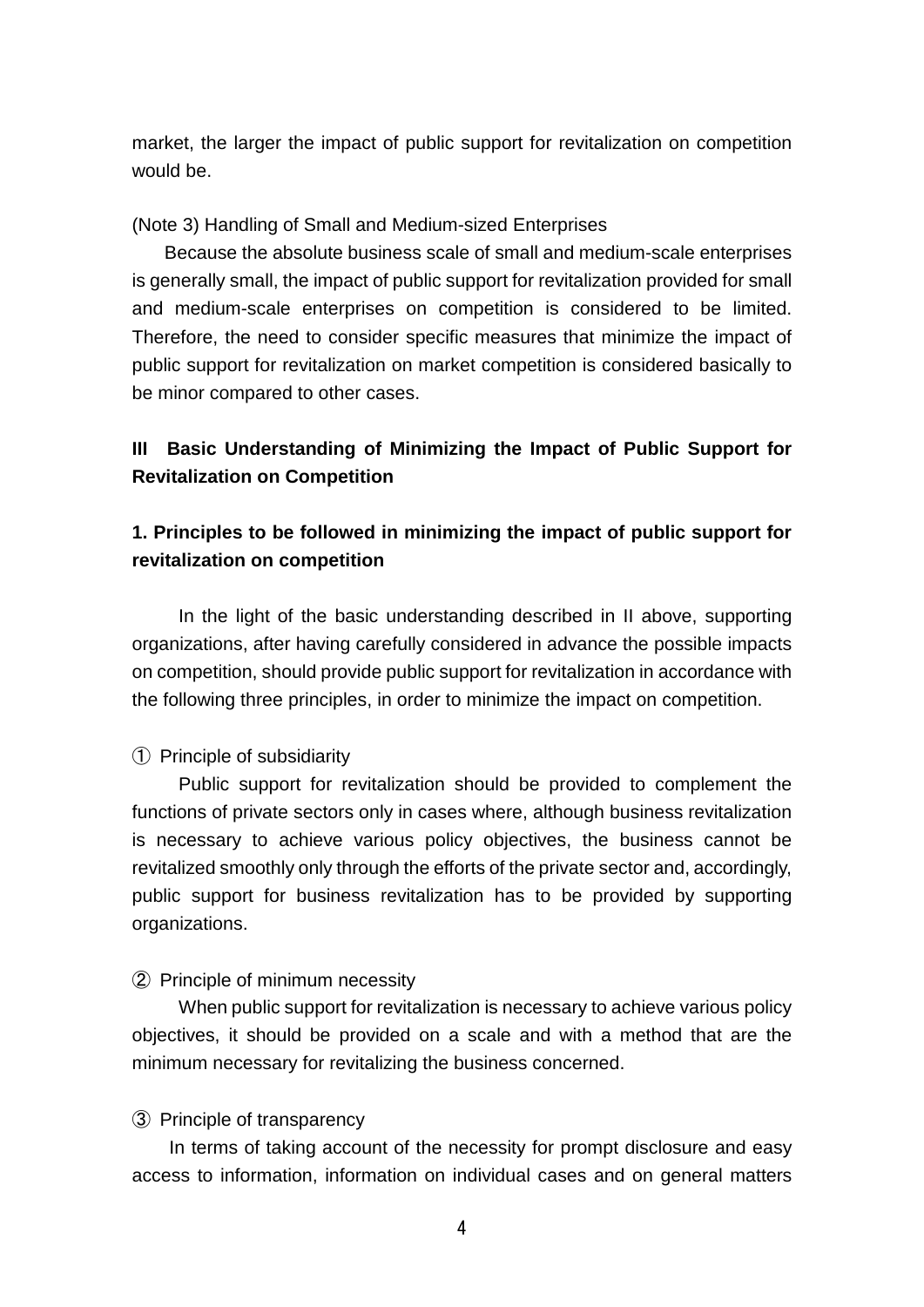market, the larger the impact of public support for revitalization on competition would be.

(Note 3) Handling of Small and Medium-sized Enterprises

Because the absolute business scale of small and medium-scale enterprises is generally small, the impact of public support for revitalization provided for small and medium-scale enterprises on competition is considered to be limited. Therefore, the need to consider specific measures that minimize the impact of public support for revitalization on market competition is considered basically to be minor compared to other cases.

## III Basic Understanding of Minimizing the Impact of Public Support for Revitalization on Competition

### 1. Principles to be followed in minimizing the impact of public support for revitalization on competition

In the light of the basic understanding described in II above, supporting organizations, after having carefully considered in advance the possible impacts on competition, should provide public support for revitalization in accordance with the following three principles, in order to minimize the impact on competition.

① Principle of subsidiarity

Public support for revitalization should be provided to complement the functions of private sectors only in cases where, although business revitalization is necessary to achieve various policy objectives, the business cannot be revitalized smoothly only through the efforts of the private sector and, accordingly, public support for business revitalization has to be provided by supporting organizations.

② Principle of minimum necessity

When public support for revitalization is necessary to achieve various policy objectives, it should be provided on a scale and with a method that are the minimum necessary for revitalizing the business concerned.

③ Principle of transparency

In terms of taking account of the necessity for prompt disclosure and easy access to information, information on individual cases and on general matters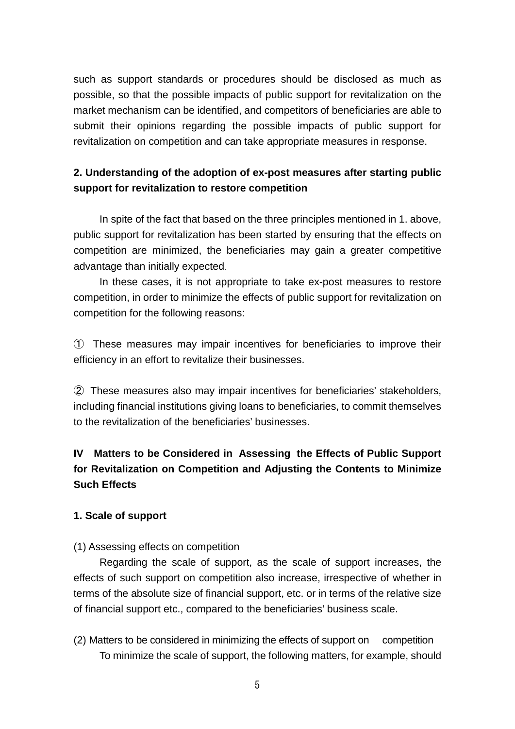such as support standards or procedures should be disclosed as much as possible, so that the possible impacts of public support for revitalization on the market mechanism can be identified, and competitors of beneficiaries are able to submit their opinions regarding the possible impacts of public support for revitalization on competition and can take appropriate measures in response.

### 2. Understanding of the adoption of ex-post measures after starting public support for revitalization to restore competition

In spite of the fact that based on the three principles mentioned in 1. above, public support for revitalization has been started by ensuring that the effects on competition are minimized, the beneficiaries may gain a greater competitive advantage than initially expected.

In these cases, it is not appropriate to take ex-post measures to restore competition, in order to minimize the effects of public support for revitalization on competition for the following reasons:

① These measures may impair incentives for beneficiaries to improve their efficiency in an effort to revitalize their businesses.

② These measures also may impair incentives for beneficiaries' stakeholders, including financial institutions giving loans to beneficiaries, to commit themselves to the revitalization of the beneficiaries' businesses.

## IV Matters to be Considered in Assessing the Effects of Public Support for Revitalization on Competition and Adjusting the Contents to Minimize Such Effects

### 1. Scale of support

(1) Assessing effects on competition

Regarding the scale of support, as the scale of support increases, the effects of such support on competition also increase, irrespective of whether in terms of the absolute size of financial support, etc. or in terms of the relative size of financial support etc., compared to the beneficiaries' business scale.

(2) Matters to be considered in minimizing the effects of support on competition

To minimize the scale of support, the following matters, for example, should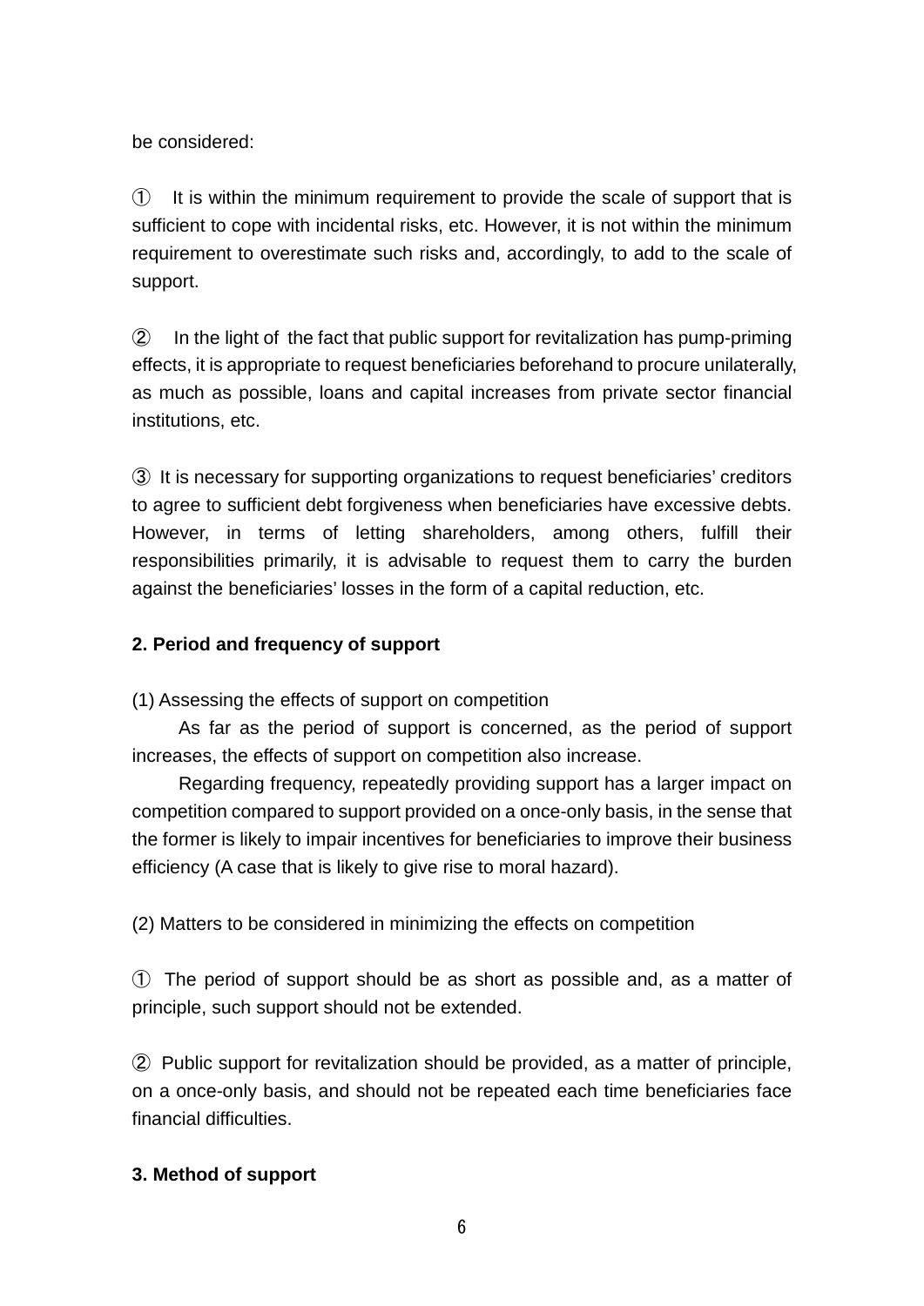be considered:

① It is within the minimum requirement to provide the scale of support that is sufficient to cope with incidental risks, etc. However, it is not within the minimum requirement to overestimate such risks and, accordingly, to add to the scale of support.

② In the light of the fact that public support for revitalization has pump-priming effects, it is appropriate to request beneficiaries beforehand to procure unilaterally, as much as possible, loans and capital increases from private sector financial institutions, etc.

③ It is necessary for supporting organizations to request beneficiaries' creditors to agree to sufficient debt forgiveness when beneficiaries have excessive debts. However, in terms of letting shareholders, among others, fulfill their responsibilities primarily, it is advisable to request them to carry the burden against the beneficiaries' losses in the form of a capital reduction, etc.

**2. Period and frequency of support**

(1) Assessing the effects of support on competition

As far as the period of support is concerned, as the period of support increases, the effects of support on competition also increase.

Regarding frequency, repeatedly providing support has a larger impact on competition compared to support provided on a once-only basis, in the sense that the former is likely to impair incentives for beneficiaries to improve their business efficiency (A case that is likely to give rise to moral hazard).

(2) Matters to be considered in minimizing the effects on competition

① The period of support should be as short as possible and, as a matter of principle, such support should not be extended.

② Public support for revitalization should be provided, as a matter of principle, on a once-only basis, and should not be repeated each time beneficiaries face financial difficulties.

**3. Method of support**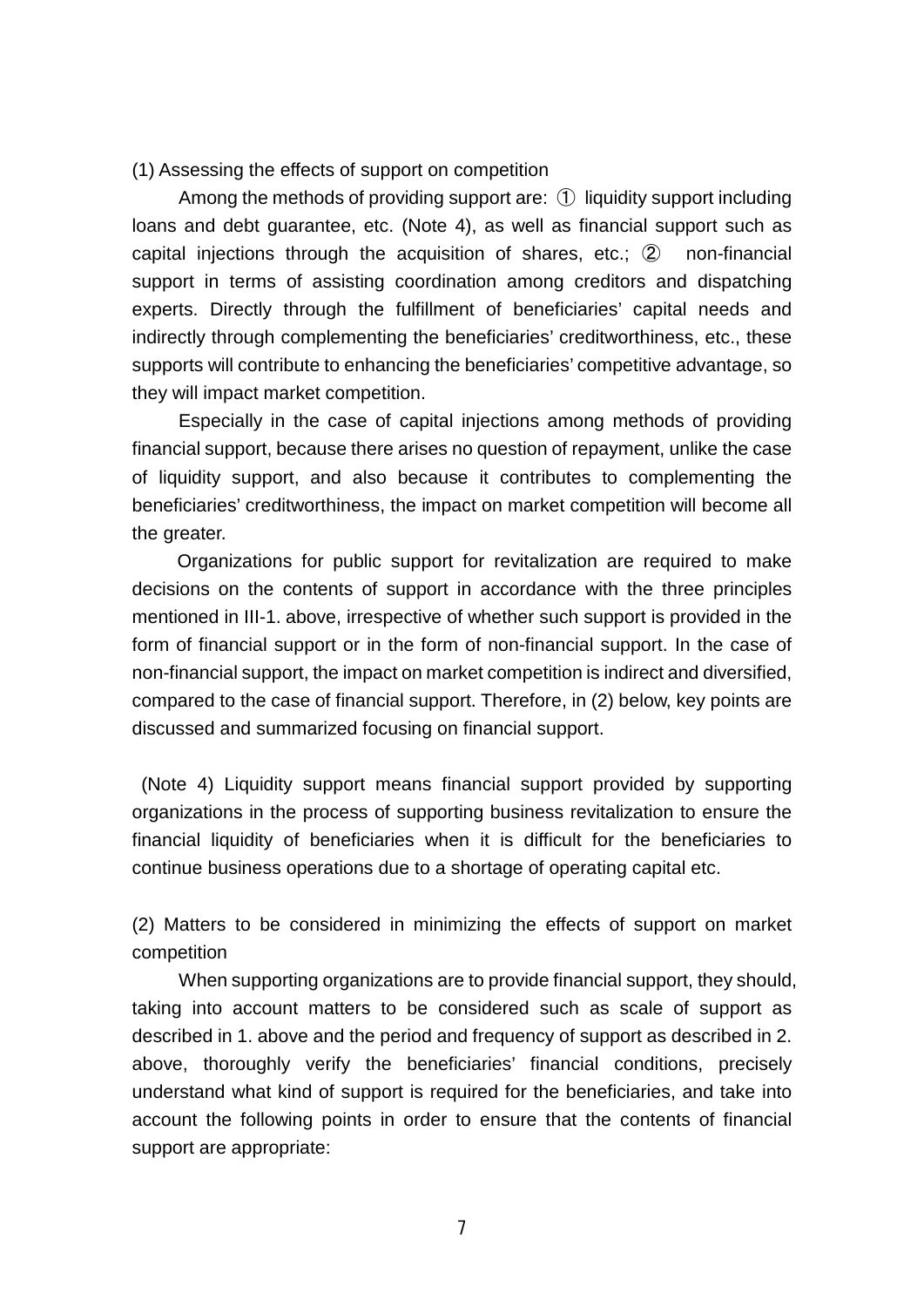(1) Assessing the effects of support on competition

Among the methods of providing support are: ① liquidity support including loans and debt guarantee, etc. (Note 4), as well as financial support such as capital injections through the acquisition of shares, etc.; ② non-financial support in terms of assisting coordination among creditors and dispatching experts. Directly through the fulfillment of beneficiaries' capital needs and indirectly through complementing the beneficiaries' creditworthiness, etc., these supports will contribute to enhancing the beneficiaries' competitive advantage, so they will impact market competition.

Especially in the case of capital injections among methods of providing financial support, because there arises no question of repayment, unlike the case of liquidity support, and also because it contributes to complementing the beneficiaries' creditworthiness, the impact on market competition will become all the greater.

Organizations for public support for revitalization are required to make decisions on the contents of support in accordance with the three principles mentioned in III-1. above, irrespective of whether such support is provided in the form of financial support or in the form of non-financial support. In the case of non-financial support, the impact on market competition is indirect and diversified, compared to the case of financial support. Therefore, in (2) below, key points are discussed and summarized focusing on financial support.

(Note 4) Liquidity support means financial support provided by supporting organizations in the process of supporting business revitalization to ensure the financial liquidity of beneficiaries when it is difficult for the beneficiaries to continue business operations due to a shortage of operating capital etc.

(2) Matters to be considered in minimizing the effects of support on market competition

When supporting organizations are to provide financial support, they should, taking into account matters to be considered such as scale of support as described in 1. above and the period and frequency of support as described in 2. above, thoroughly verify the beneficiaries' financial conditions, precisely understand what kind of support is required for the beneficiaries, and take into account the following points in order to ensure that the contents of financial support are appropriate: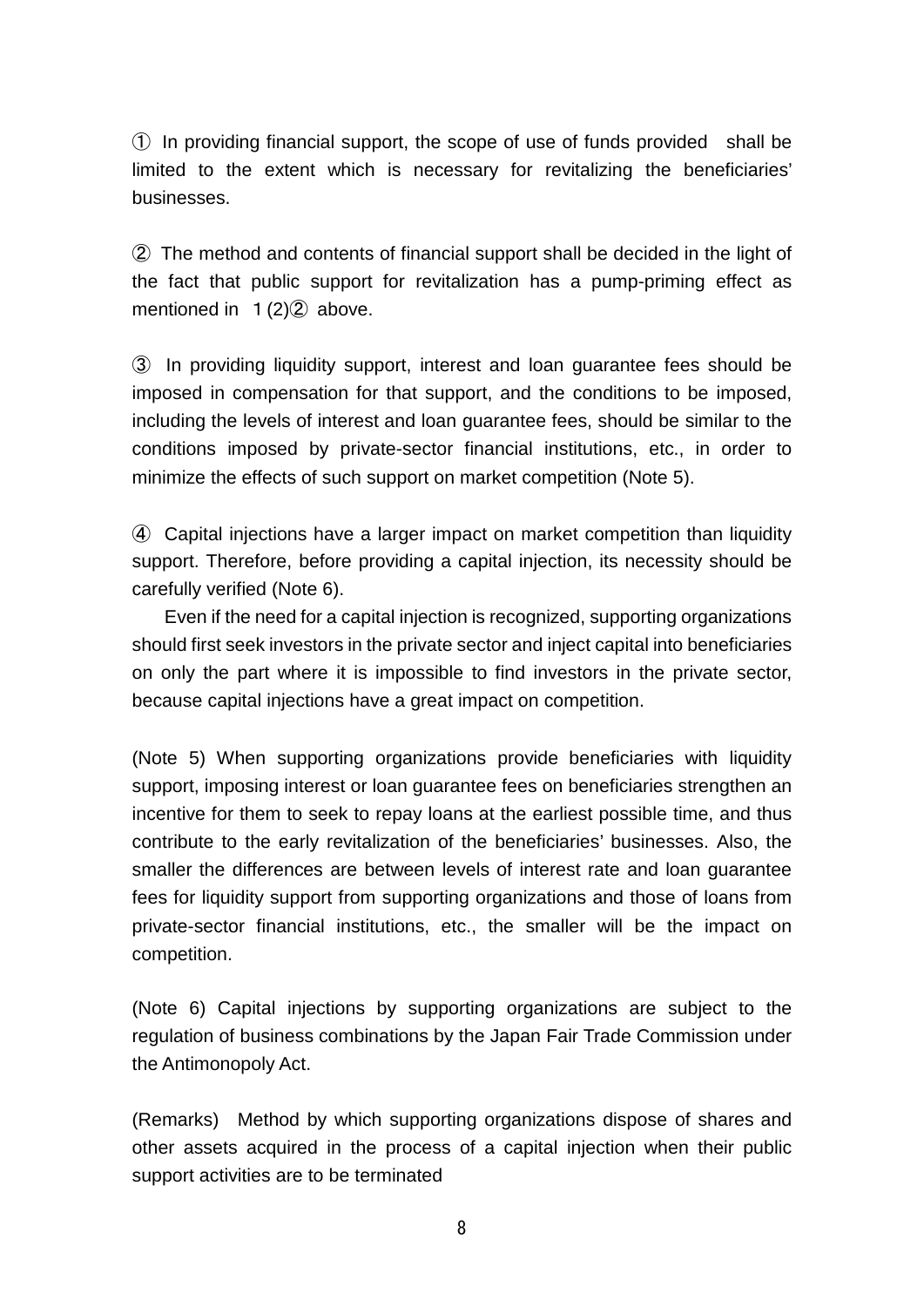① In providing financial support, the scope of use of funds provided shall be limited to the extent which is necessary for revitalizing the beneficiaries' businesses.

② The method and contents of financial support shall be decided in the light of the fact that public support for revitalization has a pump-priming effect as mentioned in 1 (2)② above.

③ In providing liquidity support, interest and loan guarantee fees should be imposed in compensation for that support, and the conditions to be imposed, including the levels of interest and loan guarantee fees, should be similar to the conditions imposed by private-sector financial institutions, etc., in order to minimize the effects of such support on market competition (Note 5).

④ Capital injections have a larger impact on market competition than liquidity support. Therefore, before providing a capital injection, its necessity should be carefully verified (Note 6).

Even if the need for a capital injection is recognized, supporting organizations should first seek investors in the private sector and inject capital into beneficiaries on only the part where it is impossible to find investors in the private sector, because capital injections have a great impact on competition.

(Note 5) When supporting organizations provide beneficiaries with liquidity support, imposing interest or loan guarantee fees on beneficiaries strengthen an incentive for them to seek to repay loans at the earliest possible time, and thus contribute to the early revitalization of the beneficiaries' businesses. Also, the smaller the differences are between levels of interest rate and loan guarantee fees for liquidity support from supporting organizations and those of loans from private-sector financial institutions, etc., the smaller will be the impact on competition.

(Note 6) Capital injections by supporting organizations are subject to the regulation of business combinations by the Japan Fair Trade Commission under the Antimonopoly Act.

(Remarks) Method by which supporting organizations dispose of shares and other assets acquired in the process of a capital injection when their public support activities are to be terminated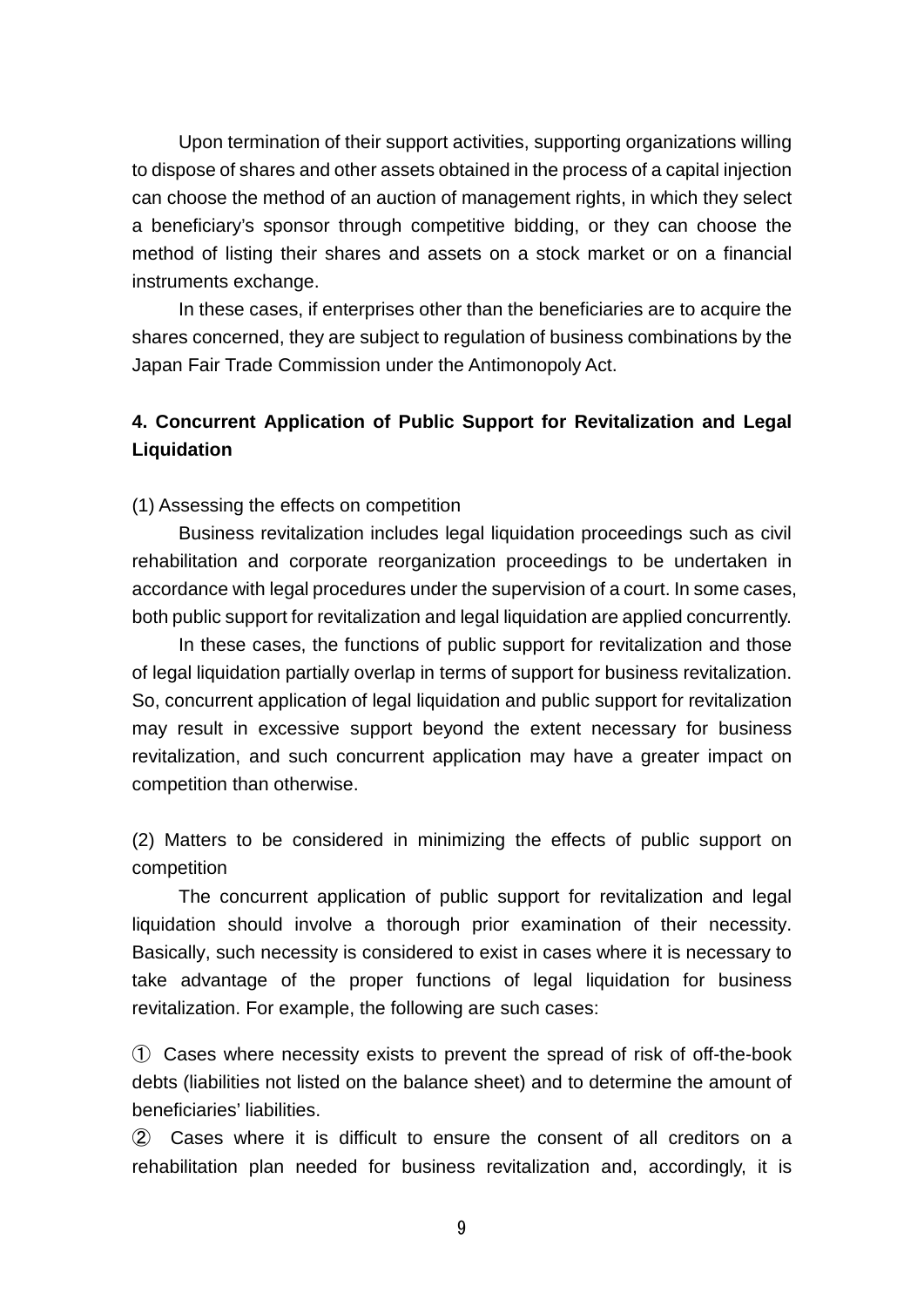Upon termination of their support activities, supporting organizations willing to dispose of shares and other assets obtained in the process of a capital injection can choose the method of an auction of management rights, in which they select a beneficiary's sponsor through competitive bidding, or they can choose the method of listing their shares and assets on a stock market or on a financial instruments exchange.

In these cases, if enterprises other than the beneficiaries are to acquire the shares concerned, they are subject to regulation of business combinations by the Japan Fair Trade Commission under the Antimonopoly Act.

## 4. Concurrent Application of Public Support for Revitalization and Legal Liquidation

(1) Assessing the effects on competition

Business revitalization includes legal liquidation proceedings such as civil rehabilitation and corporate reorganization proceedings to be undertaken in accordance with legal procedures under the supervision of a court. In some cases, both public support for revitalization and legal liquidation are applied concurrently.

In these cases, the functions of public support for revitalization and those of legal liquidation partially overlap in terms of support for business revitalization. So, concurrent application of legal liquidation and public support for revitalization may result in excessive support beyond the extent necessary for business revitalization, and such concurrent application may have a greater impact on competition than otherwise.

(2) Matters to be considered in minimizing the effects of public support on competition

The concurrent application of public support for revitalization and legal liquidation should involve a thorough prior examination of their necessity. Basically, such necessity is considered to exist in cases where it is necessary to take advantage of the proper functions of legal liquidation for business revitalization. For example, the following are such cases:

① Cases where necessity exists to prevent the spread of risk of off-the-book debts (liabilities not listed on the balance sheet) and to determine the amount of beneficiaries' liabilities.

② Cases where it is difficult to ensure the consent of all creditors on a rehabilitation plan needed for business revitalization and, accordingly, it is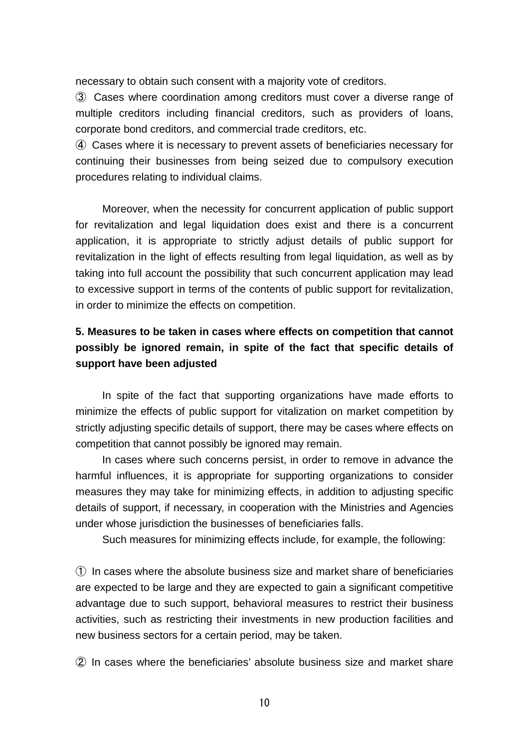necessary to obtain such consent with a majority vote of creditors.

③ Cases where coordination among creditors must cover a diverse range of multiple creditors including financial creditors, such as providers of loans, corporate bond creditors, and commercial trade creditors, etc.

④ Cases where it is necessary to prevent assets of beneficiaries necessary for continuing their businesses from being seized due to compulsory execution procedures relating to individual claims.

Moreover, when the necessity for concurrent application of public support for revitalization and legal liquidation does exist and there is a concurrent application, it is appropriate to strictly adjust details of public support for revitalization in the light of effects resulting from legal liquidation, as well as by taking into full account the possibility that such concurrent application may lead to excessive support in terms of the contents of public support for revitalization, in order to minimize the effects on competition.

## 5. Measures to be taken in cases where effects on competition that cannot possibly be ignored remain, in spite of the fact that specific details of support have been adjusted

In spite of the fact that supporting organizations have made efforts to minimize the effects of public support for vitalization on market competition by strictly adjusting specific details of support, there may be cases where effects on competition that cannot possibly be ignored may remain.

In cases where such concerns persist, in order to remove in advance the harmful influences, it is appropriate for supporting organizations to consider measures they may take for minimizing effects, in addition to adjusting specific details of support, if necessary, in cooperation with the Ministries and Agencies under whose jurisdiction the businesses of beneficiaries falls.

Such measures for minimizing effects include, for example, the following:

① In cases where the absolute business size and market share of beneficiaries are expected to be large and they are expected to gain a significant competitive advantage due to such support, behavioral measures to restrict their business activities, such as restricting their investments in new production facilities and new business sectors for a certain period, may be taken.

② In cases where the beneficiaries' absolute business size and market share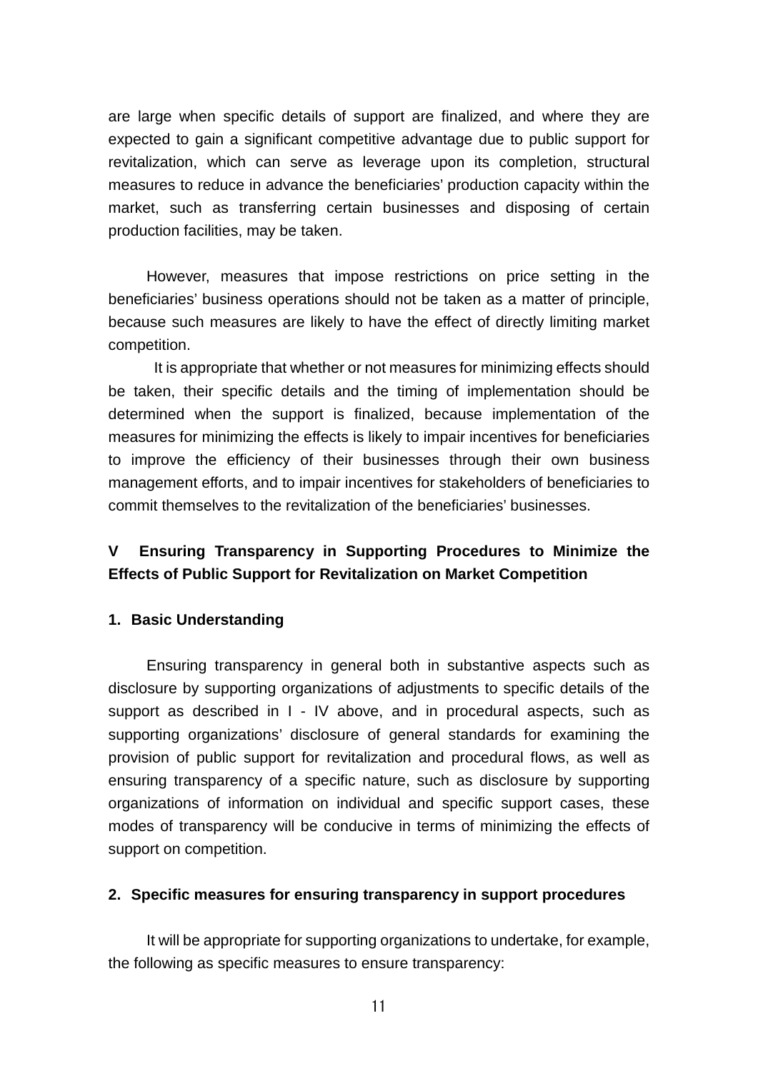are large when specific details of support are finalized, and where they are expected to gain a significant competitive advantage due to public support for revitalization, which can serve as leverage upon its completion, structural measures to reduce in advance the beneficiaries' production capacity within the market, such as transferring certain businesses and disposing of certain production facilities, may be taken.

However, measures that impose restrictions on price setting in the beneficiaries' business operations should not be taken as a matter of principle, because such measures are likely to have the effect of directly limiting market competition.

It is appropriate that whether or not measures for minimizing effects should be taken, their specific details and the timing of implementation should be determined when the support is finalized, because implementation of the measures for minimizing the effects is likely to impair incentives for beneficiaries to improve the efficiency of their businesses through their own business management efforts, and to impair incentives for stakeholders of beneficiaries to commit themselves to the revitalization of the beneficiaries' businesses.

## V Ensuring Transparency in Supporting Procedures to Minimize the Effects of Public Support for Revitalization on Market Competition

### 1. Basic Understanding

Ensuring transparency in general both in substantive aspects such as disclosure by supporting organizations of adjustments to specific details of the support as described in I - IV above, and in procedural aspects, such as supporting organizations' disclosure of general standards for examining the provision of public support for revitalization and procedural flows, as well as ensuring transparency of a specific nature, such as disclosure by supporting organizations of information on individual and specific support cases, these modes of transparency will be conducive in terms of minimizing the effects of support on competition.

### 2. Specific measures for ensuring transparency in support procedures

It will be appropriate for supporting organizations to undertake, for example, the following as specific measures to ensure transparency: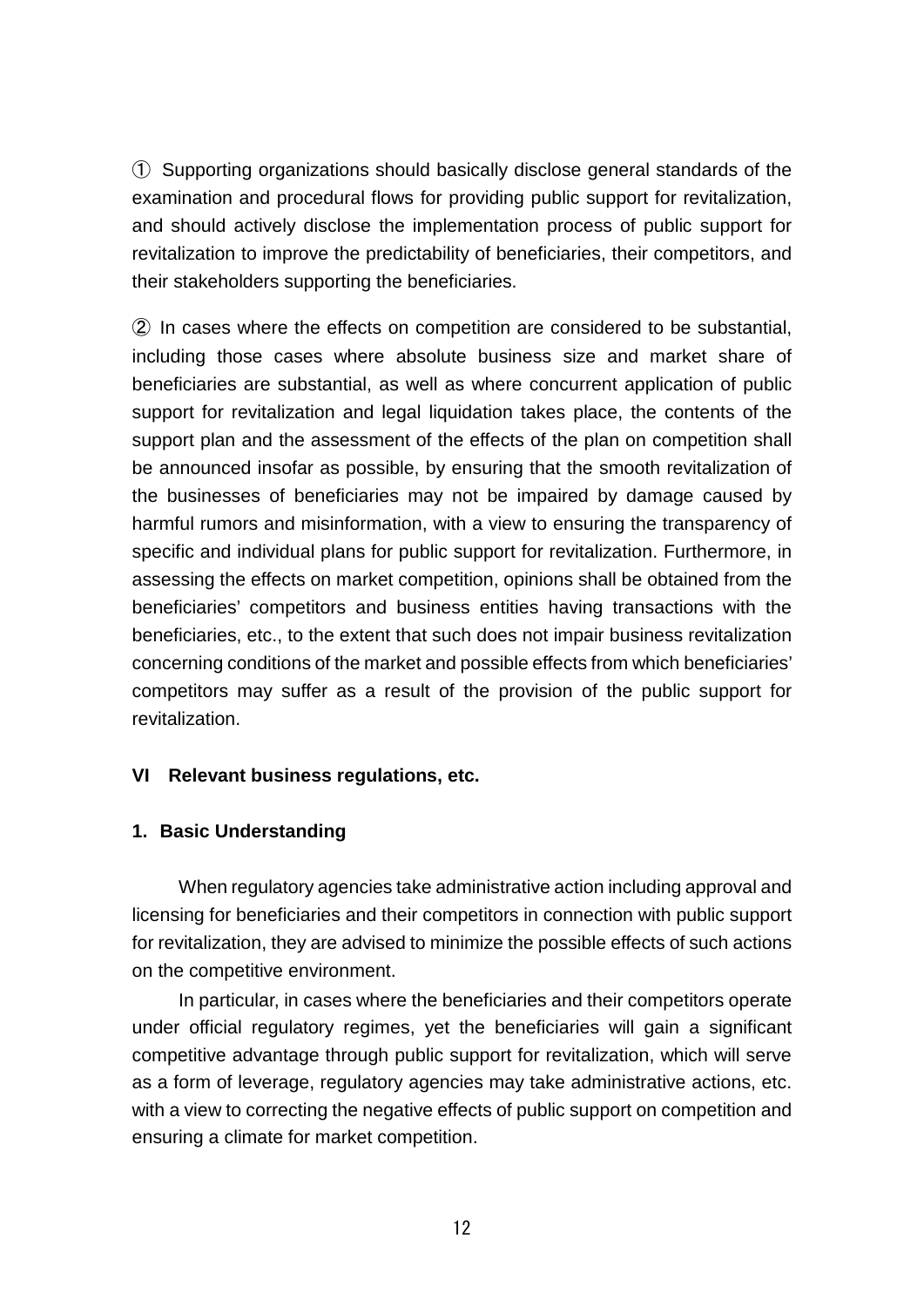① Supporting organizations should basically disclose general standards of the examination and procedural flows for providing public support for revitalization, and should actively disclose the implementation process of public support for revitalization to improve the predictability of beneficiaries, their competitors, and their stakeholders supporting the beneficiaries.

② In cases where the effects on competition are considered to be substantial, including those cases where absolute business size and market share of beneficiaries are substantial, as well as where concurrent application of public support for revitalization and legal liquidation takes place, the contents of the support plan and the assessment of the effects of the plan on competition shall be announced insofar as possible, by ensuring that the smooth revitalization of the businesses of beneficiaries may not be impaired by damage caused by harmful rumors and misinformation, with a view to ensuring the transparency of specific and individual plans for public support for revitalization. Furthermore, in assessing the effects on market competition, opinions shall be obtained from the beneficiaries' competitors and business entities having transactions with the beneficiaries, etc., to the extent that such does not impair business revitalization concerning conditions of the market and possible effects from which beneficiaries' competitors may suffer as a result of the provision of the public support for revitalization.

## VI Relevant business regulations, etc.

### 1. Basic Understanding

When regulatory agencies take administrative action including approval and licensing for beneficiaries and their competitors in connection with public support for revitalization, they are advised to minimize the possible effects of such actions on the competitive environment.

In particular, in cases where the beneficiaries and their competitors operate under official regulatory regimes, yet the beneficiaries will gain a significant competitive advantage through public support for revitalization, which will serve as a form of leverage, regulatory agencies may take administrative actions, etc. with a view to correcting the negative effects of public support on competition and ensuring a climate for market competition.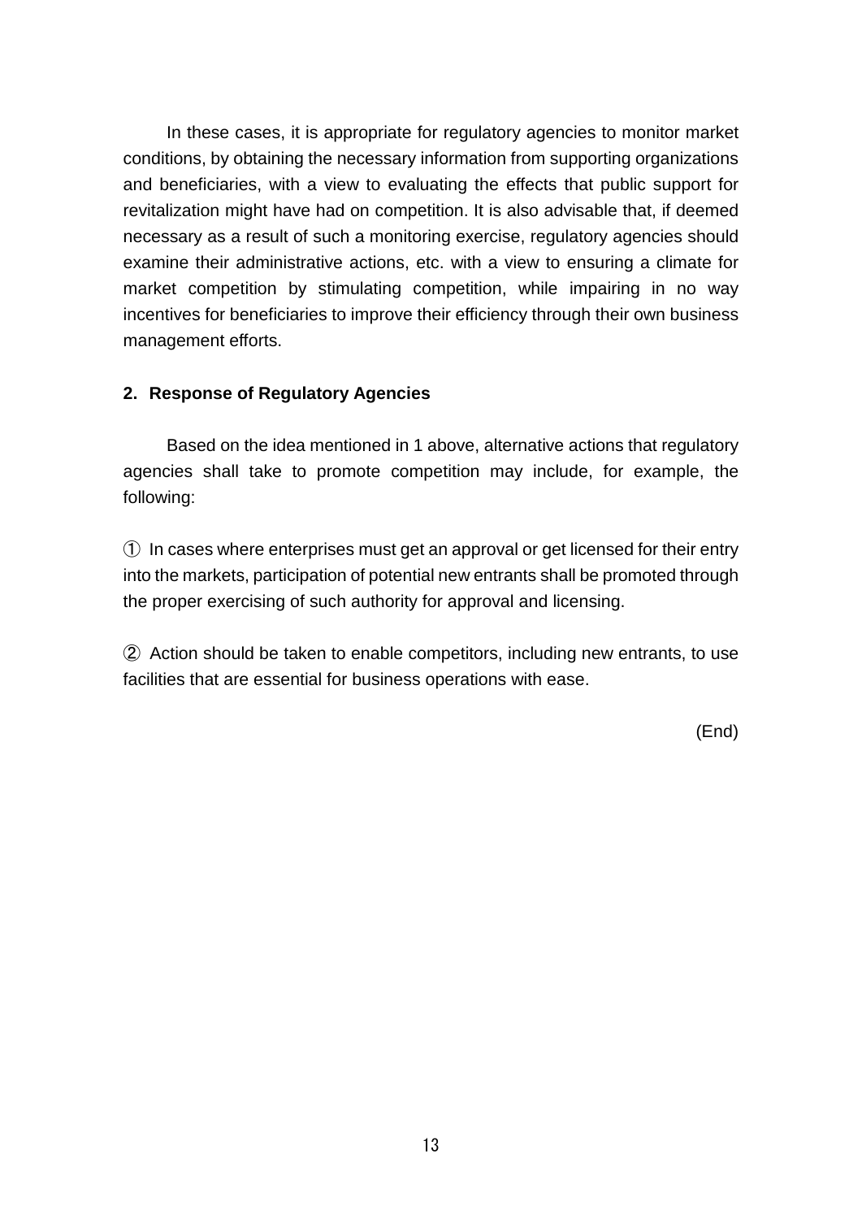In these cases, it is appropriate for regulatory agencies to monitor market conditions, by obtaining the necessary information from supporting organizations and beneficiaries, with a view to evaluating the effects that public support for revitalization might have had on competition. It is also advisable that, if deemed necessary as a result of such a monitoring exercise, regulatory agencies should examine their administrative actions, etc. with a view to ensuring a climate for market competition by stimulating competition, while impairing in no way incentives for beneficiaries to improve their efficiency through their own business management efforts.

## 2. Response of Regulatory Agencies

Based on the idea mentioned in 1 above, alternative actions that regulatory agencies shall take to promote competition may include, for example, the following:

① In cases where enterprises must get an approval or get licensed for their entry into the markets, participation of potential new entrants shall be promoted through the proper exercising of such authority for approval and licensing.

② Action should be taken to enable competitors, including new entrants, to use facilities that are essential for business operations with ease.

(End)